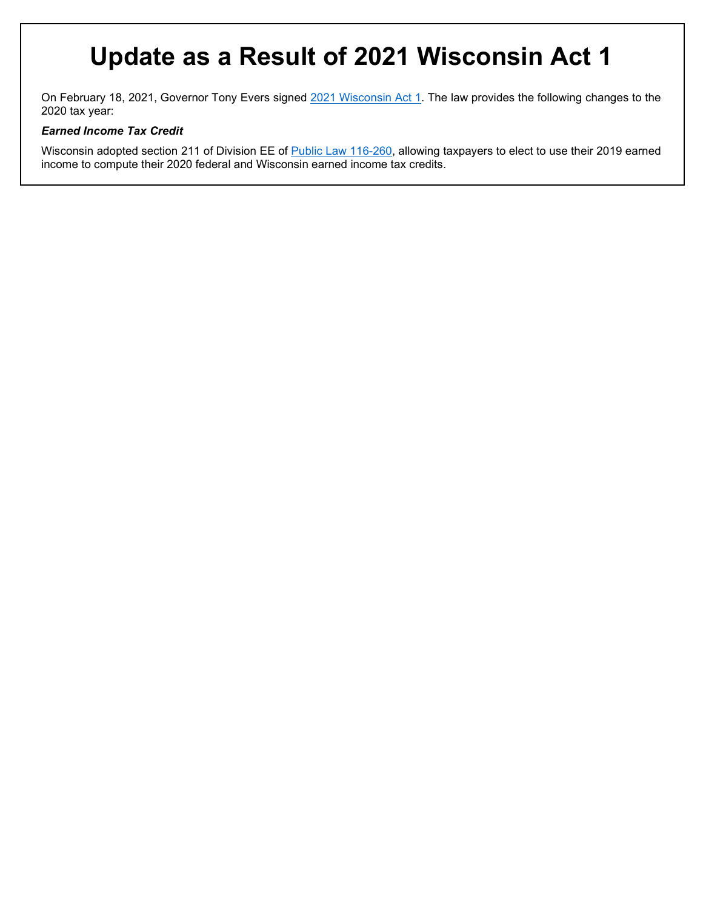# Update as a Result of 2021 Wisconsin Act 1

On February 18, 2021, Governor Tony Evers signed [2021 Wisconsin Act 1](). The law provides the following changes to the 2020 tax year:

***Earned Income Tax Credit***

Wisconsin adopted section 211 of Division EE of [Public Law 116-260](), allowing taxpayers to elect to use their 2019 earned income to compute their 2020 federal and Wisconsin earned income tax credits.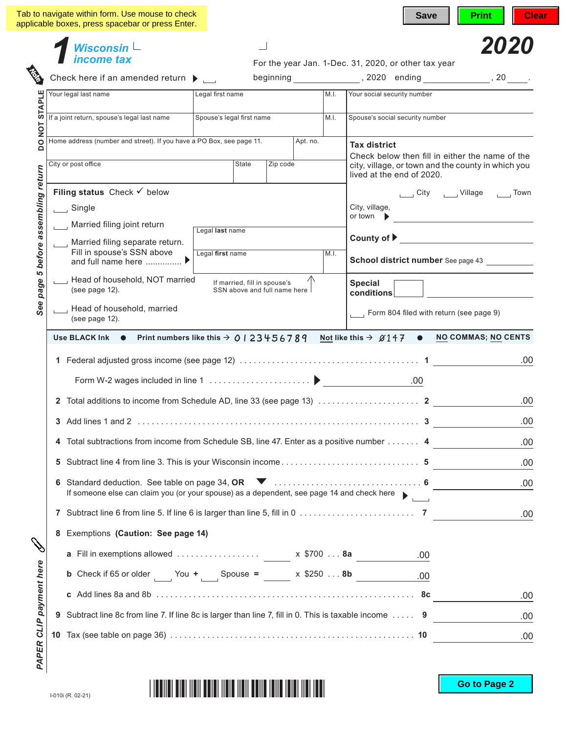Tab to navigate within form. Use mouse to check applicable boxes, press spacebar or press Enter.

Save | Print | Clear

# 1 Wisconsin income tax

# 2020

Note

Check here if an amended return ▶ ☐

For the year Jan. 1-Dec. 31, 2020, or other tax year beginning ____________, 2020 ending ____________, 20 ____.

DO NOT STAPLE

| Your legal last name | Legal first name | M.I. | Your social security number |
|---|---|---|---|
| If a joint return, spouse's legal last name | Spouse's legal first name | M.I. | Spouse's social security number |

| Home address (number and street). If you have a PO Box, see page 11. | Apt. no. |
|---|---|
| City or post office | State | Zip code |

**Tax district**
Check below then fill in either the name of the city, village, or town and the county in which you lived at the end of 2020.

☐ City ☐ Village ☐ Town

City, village, or town ▶ ____________

**County of** ▶ ____________

**School district number** See page 43 ____________

**Special conditions** ____________

☐ Form 804 filed with return (see page 9)

*See page 5 before assembling return*

**Filing status** Check ✓ below

☐ Single

☐ Married filing joint return

☐ Married filing separate return. Fill in spouse's SSN above and full name here ............... ▶ Legal **last** name ____________ Legal **first** name ____________ M.I. ____

☐ Head of household, NOT married (see page 12).

If married, fill in spouse's SSN above and full name here

☐ Head of household, married (see page 12).

**Use BLACK Ink** ● **Print numbers like this** → 0123456789 **Not like this** → Ø147 ● **NO COMMAS; NO CENTS**

1 Federal adjusted gross income (see page 12) . . . . . . . . . . . . . . . . . . . . . . . . . . . . **1** ____________ .00

Form W-2 wages included in line 1 . . . . . . . . . . . . . . . . . . . . . . ▶ ____________ .00

2 Total additions to income from Schedule AD, line 33 (see page 13) . . . . . . . . . . . . . . **2** ____________ .00

3 Add lines 1 and 2 . . . . . . . . . . . . . . . . . . . . . . . . . . . . . . . . . . . . . . . . . . . . . **3** ____________ .00

4 Total subtractions from income from Schedule SB, line 47. Enter as a positive number . . . . . . . **4** ____________ .00

5 Subtract line 4 from line 3. This is your Wisconsin income . . . . . . . . . . . . . . . . . . . . **5** ____________ .00

6 Standard deduction. See table on page 34, **OR** ▼ . . . . . . . . . . . . . . . . . . . . . . . . **6** ____________ .00
If someone else can claim you (or your spouse) as a dependent, see page 14 and check here ▶ ☐

7 Subtract line 6 from line 5. If line 6 is larger than line 5, fill in 0 . . . . . . . . . . . . . . . . **7** ____________ .00

8 Exemptions **(Caution: See page 14)**

a Fill in exemptions allowed . . . . . . . . . . . . . . ____ x $700 . . . **8a** ____________ .00

b Check if 65 or older ☐ You **+** ☐ Spouse **=** ____ x $250 . . . **8b** ____________ .00

c Add lines 8a and 8b . . . . . . . . . . . . . . . . . . . . . . . . . . . . . . . . . . . . . . . . . **8c** ____________ .00

9 Subtract line 8c from line 7. If line 8c is larger than line 7, fill in 0. This is taxable income . . . . . **9** ____________ .00

10 Tax (see table on page 36) . . . . . . . . . . . . . . . . . . . . . . . . . . . . . . . . . . . . . . **10** ____________ .00

*PAPER CLIP payment here*

I-010i (R. 02-21)

Go to Page 2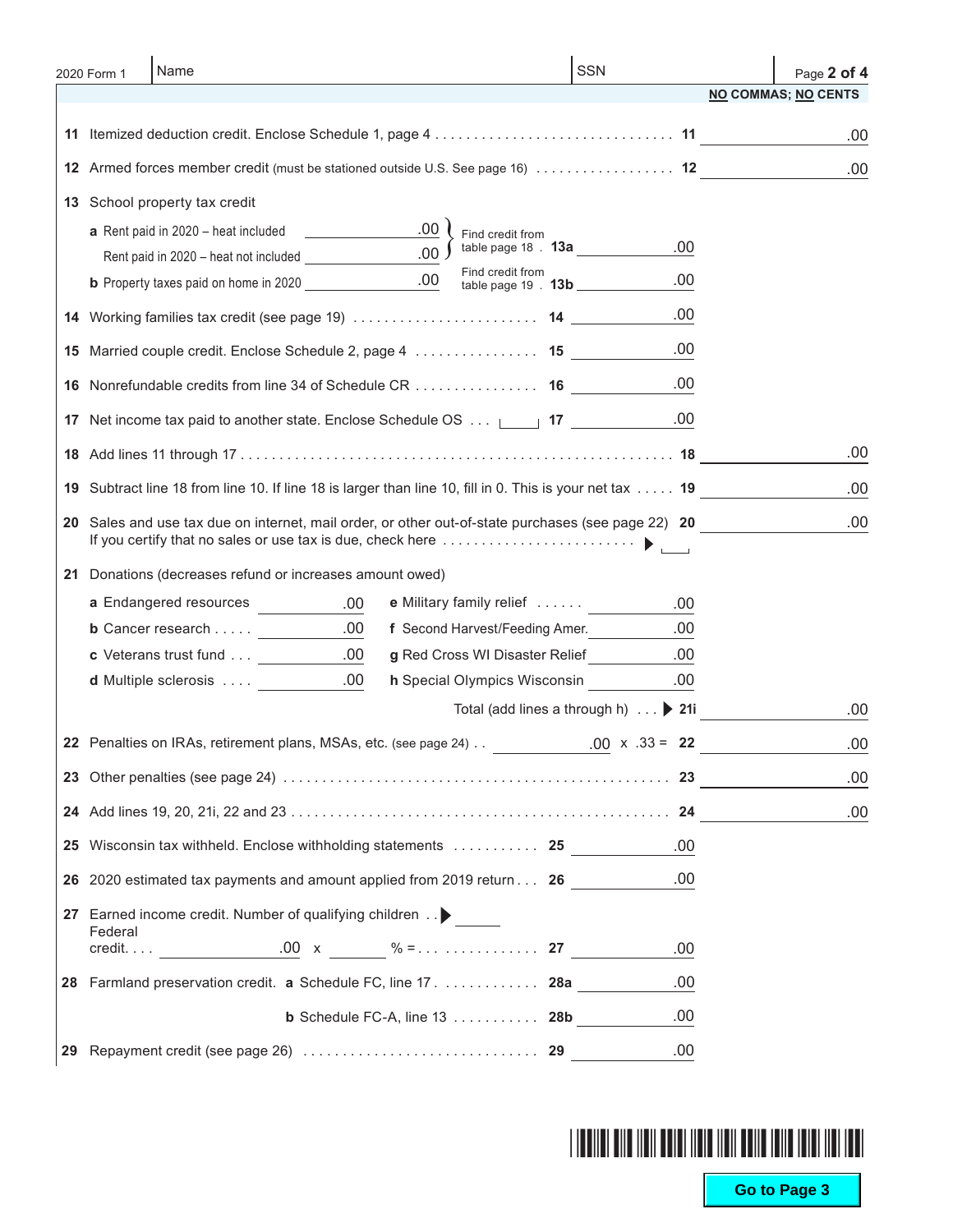2020 Form 1 | Name | SSN

**NO COMMAS; NO CENTS**

11 Itemized deduction credit. Enclose Schedule 1, page 4 . . . . . . . . . . . . . . . . . . . . . . . . . . . . . . . . 11 ______ .00

12 Armed forces member credit (must be stationed outside U.S. See page 16) . . . . . . . . . . . . . . . . . . 12 ______ .00

13 School property tax credit

a Rent paid in 2020 – heat included ______ .00
Rent paid in 2020 – heat not included ______ .00
Find credit from table page 18 . 13a ______ .00

b Property taxes paid on home in 2020 ______ .00
Find credit from table page 19 . 13b ______ .00

14 Working families tax credit (see page 19) . . . . . . . . . . . . . . . . . . . . . . . . 14 ______ .00

15 Married couple credit. Enclose Schedule 2, page 4 . . . . . . . . . . . . . . . . 15 ______ .00

16 Nonrefundable credits from line 34 of Schedule CR . . . . . . . . . . . . . . . . 16 ______ .00

17 Net income tax paid to another state. Enclose Schedule OS . . . ☐ 17 ______ .00

18 Add lines 11 through 17 . . . . . . . . . . . . . . . . . . . . . . . . . . . . . . . . . . . . . . . . . . . . . . . . . . . . . . 18 ______ .00

19 Subtract line 18 from line 10. If line 18 is larger than line 10, fill in 0. This is your net tax . . . . . 19 ______ .00

20 Sales and use tax due on internet, mail order, or other out-of-state purchases (see page 22) 20 ______ .00
If you certify that no sales or use tax is due, check here . . . . . . . . . . . . . . . . . . . . . . . . . ▶ ☐

21 Donations (decreases refund or increases amount owed)

| | | | |
|---|---|---|---|
| a Endangered resources | .00 | e Military family relief . . . . . . | .00 |
| b Cancer research . . . . . | .00 | f Second Harvest/Feeding Amer. | .00 |
| c Veterans trust fund . . . | .00 | g Red Cross WI Disaster Relief | .00 |
| d Multiple sclerosis . . . . | .00 | h Special Olympics Wisconsin | .00 |

Total (add lines a through h) . . . ▶ 21i ______ .00

22 Penalties on IRAs, retirement plans, MSAs, etc. (see page 24) . . ______ .00 x .33 = 22 ______ .00

23 Other penalties (see page 24) . . . . . . . . . . . . . . . . . . . . . . . . . . . . . . . . . . . . . . . . . . . . . . . . . 23 ______ .00

24 Add lines 19, 20, 21i, 22 and 23 . . . . . . . . . . . . . . . . . . . . . . . . . . . . . . . . . . . . . . . . . . . . . . 24 ______ .00

25 Wisconsin tax withheld. Enclose withholding statements . . . . . . . . . . . 25 ______ .00

26 2020 estimated tax payments and amount applied from 2019 return . . . 26 ______ .00

27 Earned income credit. Number of qualifying children . . ▶ ______
Federal credit. . . . ______ .00 x ______ % = . . . . . . . . . . . . . . . 27 ______ .00

28 Farmland preservation credit. a Schedule FC, line 17 . . . . . . . . . . . . . 28a ______ .00

b Schedule FC-A, line 13 . . . . . . . . . . . 28b ______ .00

29 Repayment credit (see page 26) . . . . . . . . . . . . . . . . . . . . . . . . . . . . . . 29 ______ .00

Go to Page 3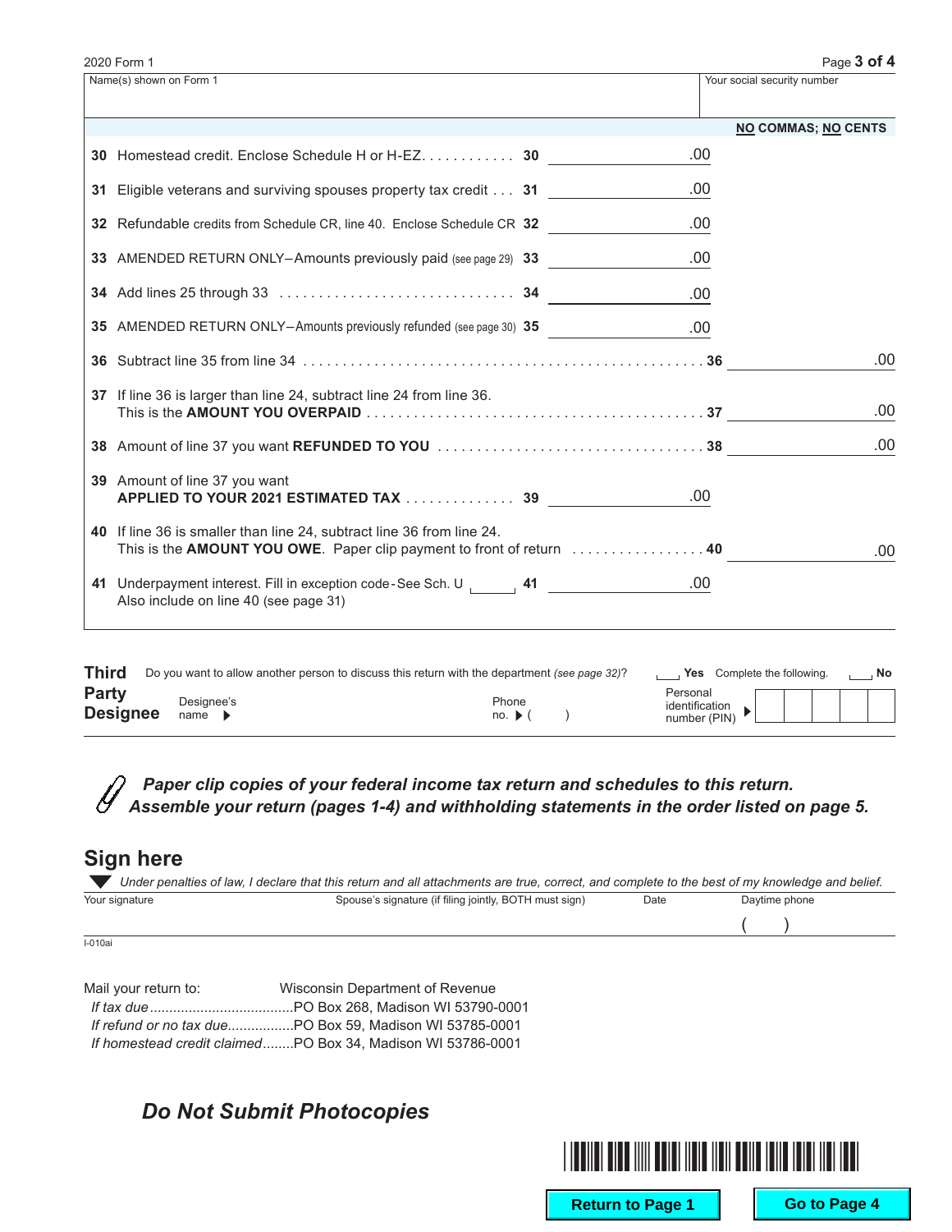2020 Form 1

| Name(s) shown on Form 1 | Your social security number |
|---|---|
| | |

**NO COMMAS; NO CENTS**

| Line | Description | | Amount | | Amount |
|---|---|---|---|---|---|
| 30 | Homestead credit. Enclose Schedule H or H-EZ | 30 | .00 | | |
| 31 | Eligible veterans and surviving spouses property tax credit | 31 | .00 | | |
| 32 | Refundable credits from Schedule CR, line 40. Enclose Schedule CR | 32 | .00 | | |
| 33 | AMENDED RETURN ONLY–Amounts previously paid (see page 29) | 33 | .00 | | |
| 34 | Add lines 25 through 33 | 34 | .00 | | |
| 35 | AMENDED RETURN ONLY–Amounts previously refunded (see page 30) | 35 | .00 | | |
| 36 | Subtract line 35 from line 34 | | | 36 | .00 |
| 37 | If line 36 is larger than line 24, subtract line 24 from line 36. This is the **AMOUNT YOU OVERPAID** | | | 37 | .00 |
| 38 | Amount of line 37 you want **REFUNDED TO YOU** | | | 38 | .00 |
| 39 | Amount of line 37 you want **APPLIED TO YOUR 2021 ESTIMATED TAX** | 39 | .00 | | |
| 40 | If line 36 is smaller than line 24, subtract line 36 from line 24. This is the **AMOUNT YOU OWE**. Paper clip payment to front of return | | | 40 | .00 |
| 41 | Underpayment interest. Fill in exception code - See Sch. U ____ Also include on line 40 (see page 31) | 41 | .00 | | |

**Third Party Designee**

Do you want to allow another person to discuss this return with the department *(see page 32)*? ☐ **Yes** Complete the following. ☐ **No**

Designee's name ▶ Phone no. ▶ (    ) Personal identification number (PIN) ▶

***Paper clip copies of your federal income tax return and schedules to this return. Assemble your return (pages 1-4) and withholding statements in the order listed on page 5.***

## Sign here

*Under penalties of law, I declare that this return and all attachments are true, correct, and complete to the best of my knowledge and belief.*

| Your signature | Spouse's signature (if filing jointly, BOTH must sign) | Date | Daytime phone |
|---|---|---|---|
| | | | (    ) |

I-010ai

Mail your return to: Wisconsin Department of Revenue

*If tax due*....................................PO Box 268, Madison WI 53790-0001

*If refund or no tax due*.................PO Box 59, Madison WI 53785-0001

*If homestead credit claimed*........PO Box 34, Madison WI 53786-0001

***Do Not Submit Photocopies***

Return to Page 1 | Go to Page 4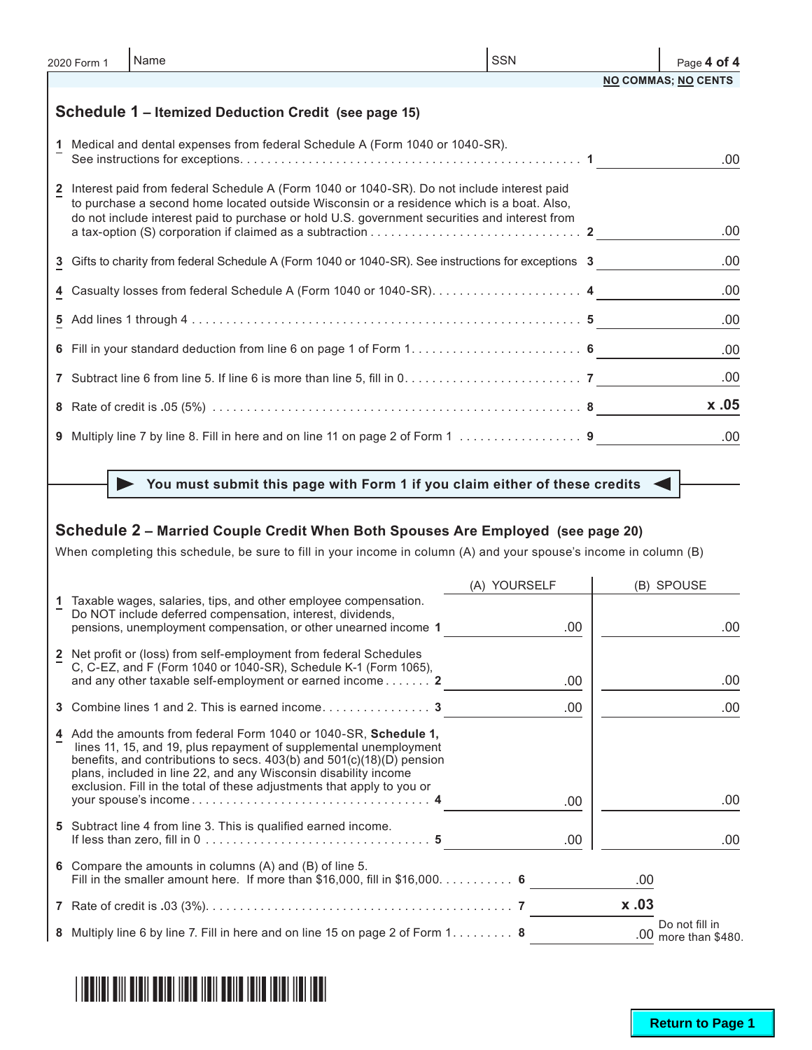2020 Form 1 | Name | SSN

**NO COMMAS; NO CENTS**

## Schedule 1 – Itemized Deduction Credit (see page 15)

| | | | |
|---|---|---|---|
| 1 | Medical and dental expenses from federal Schedule A (Form 1040 or 1040-SR). See instructions for exceptions | 1 | .00 |
| 2 | Interest paid from federal Schedule A (Form 1040 or 1040-SR). Do not include interest paid to purchase a second home located outside Wisconsin or a residence which is a boat. Also, do not include interest paid to purchase or hold U.S. government securities and interest from a tax-option (S) corporation if claimed as a subtraction | 2 | .00 |
| 3 | Gifts to charity from federal Schedule A (Form 1040 or 1040-SR). See instructions for exceptions | 3 | .00 |
| 4 | Casualty losses from federal Schedule A (Form 1040 or 1040-SR) | 4 | .00 |
| 5 | Add lines 1 through 4 | 5 | .00 |
| 6 | Fill in your standard deduction from line 6 on page 1 of Form 1 | 6 | .00 |
| 7 | Subtract line 6 from line 5. If line 6 is more than line 5, fill in 0 | 7 | .00 |
| 8 | Rate of credit is .05 (5%) | 8 | x .05 |
| 9 | Multiply line 7 by line 8. Fill in here and on line 11 on page 2 of Form 1 | 9 | .00 |

**You must submit this page with Form 1 if you claim either of these credits**

## Schedule 2 – Married Couple Credit When Both Spouses Are Employed (see page 20)

When completing this schedule, be sure to fill in your income in column (A) and your spouse's income in column (B)

| | | | (A) YOURSELF | (B) SPOUSE |
|---|---|---|---|---|
| 1 | Taxable wages, salaries, tips, and other employee compensation. Do NOT include deferred compensation, interest, dividends, pensions, unemployment compensation, or other unearned income | 1 | .00 | .00 |
| 2 | Net profit or (loss) from self-employment from federal Schedules C, C-EZ, and F (Form 1040 or 1040-SR), Schedule K-1 (Form 1065), and any other taxable self-employment or earned income | 2 | .00 | .00 |
| 3 | Combine lines 1 and 2. This is earned income | 3 | .00 | .00 |
| 4 | Add the amounts from federal Form 1040 or 1040-SR, **Schedule 1,** lines 11, 15, and 19, plus repayment of supplemental unemployment benefits, and contributions to secs. 403(b) and 501(c)(18)(D) pension plans, included in line 22, and any Wisconsin disability income exclusion. Fill in the total of these adjustments that apply to you or your spouse's income | 4 | .00 | .00 |
| 5 | Subtract line 4 from line 3. This is qualified earned income. If less than zero, fill in 0 | 5 | .00 | .00 |

| | | | |
|---|---|---|---|
| 6 | Compare the amounts in columns (A) and (B) of line 5. Fill in the smaller amount here. If more than $16,000, fill in $16,000 | 6 | .00 |
| 7 | Rate of credit is .03 (3%) | 7 | x .03 |
| 8 | Multiply line 6 by line 7. Fill in here and on line 15 on page 2 of Form 1 | 8 | .00 Do not fill in more than $480. |

Return to Page 1